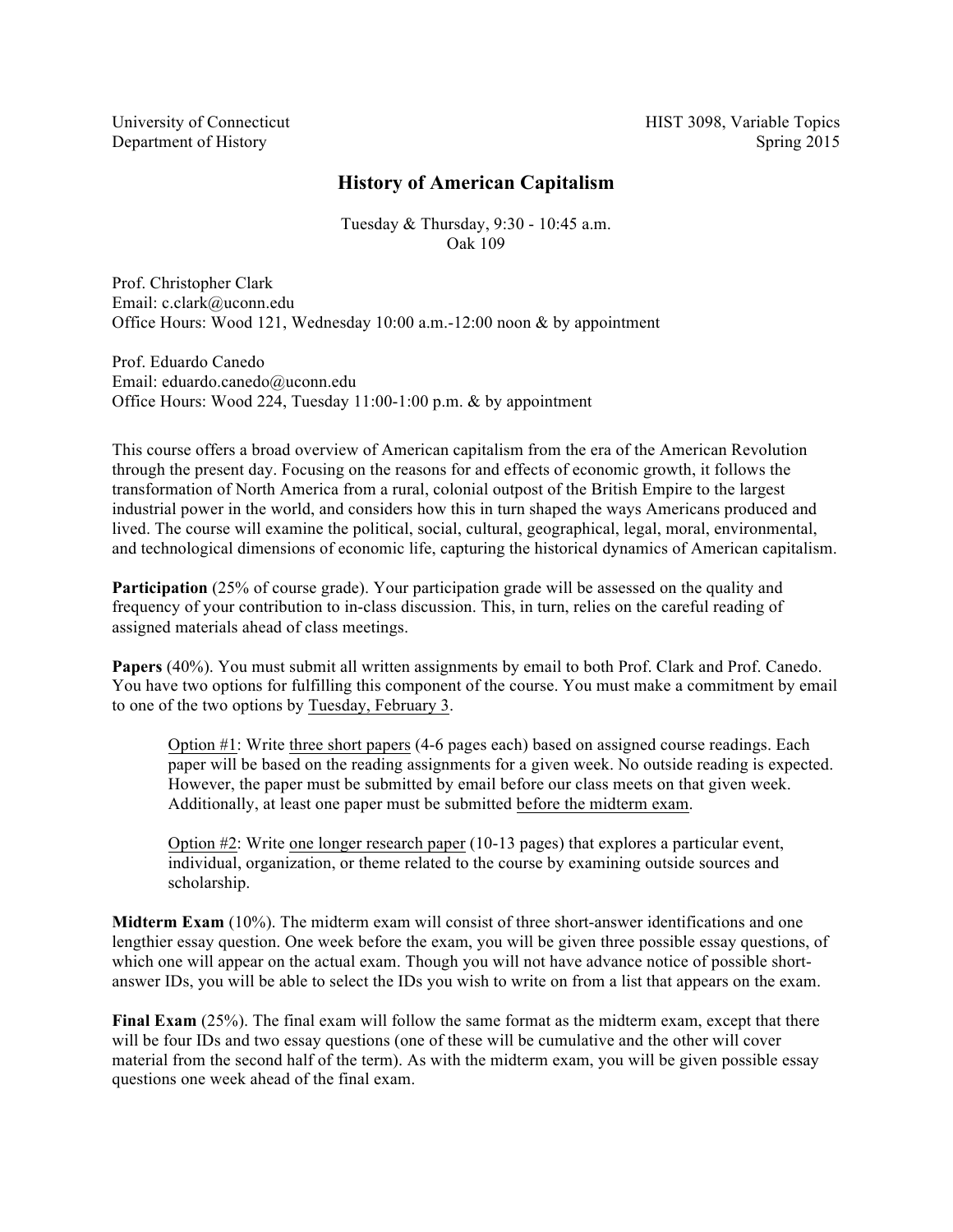University of Connecticut
Department of History

HIST 3098, Variable Topics
Spring 2015

# History of American Capitalism

Tuesday & Thursday, 9:30 - 10:45 a.m.
Oak 109

Prof. Christopher Clark
Email: c.clark@uconn.edu
Office Hours: Wood 121, Wednesday 10:00 a.m.-12:00 noon & by appointment

Prof. Eduardo Canedo
Email: eduardo.canedo@uconn.edu
Office Hours: Wood 224, Tuesday 11:00-1:00 p.m. & by appointment

This course offers a broad overview of American capitalism from the era of the American Revolution through the present day. Focusing on the reasons for and effects of economic growth, it follows the transformation of North America from a rural, colonial outpost of the British Empire to the largest industrial power in the world, and considers how this in turn shaped the ways Americans produced and lived. The course will examine the political, social, cultural, geographical, legal, moral, environmental, and technological dimensions of economic life, capturing the historical dynamics of American capitalism.

**Participation** (25% of course grade). Your participation grade will be assessed on the quality and frequency of your contribution to in-class discussion. This, in turn, relies on the careful reading of assigned materials ahead of class meetings.

**Papers** (40%). You must submit all written assignments by email to both Prof. Clark and Prof. Canedo. You have two options for fulfilling this component of the course. You must make a commitment by email to one of the two options by <u>Tuesday, February 3</u>.

> <u>Option #1</u>: Write <u>three short papers</u> (4-6 pages each) based on assigned course readings. Each paper will be based on the reading assignments for a given week. No outside reading is expected. However, the paper must be submitted by email before our class meets on that given week. Additionally, at least one paper must be submitted <u>before the midterm exam</u>.
>
> <u>Option #2</u>: Write <u>one longer research paper</u> (10-13 pages) that explores a particular event, individual, organization, or theme related to the course by examining outside sources and scholarship.

**Midterm Exam** (10%). The midterm exam will consist of three short-answer identifications and one lengthier essay question. One week before the exam, you will be given three possible essay questions, of which one will appear on the actual exam. Though you will not have advance notice of possible short-answer IDs, you will be able to select the IDs you wish to write on from a list that appears on the exam.

**Final Exam** (25%). The final exam will follow the same format as the midterm exam, except that there will be four IDs and two essay questions (one of these will be cumulative and the other will cover material from the second half of the term). As with the midterm exam, you will be given possible essay questions one week ahead of the final exam.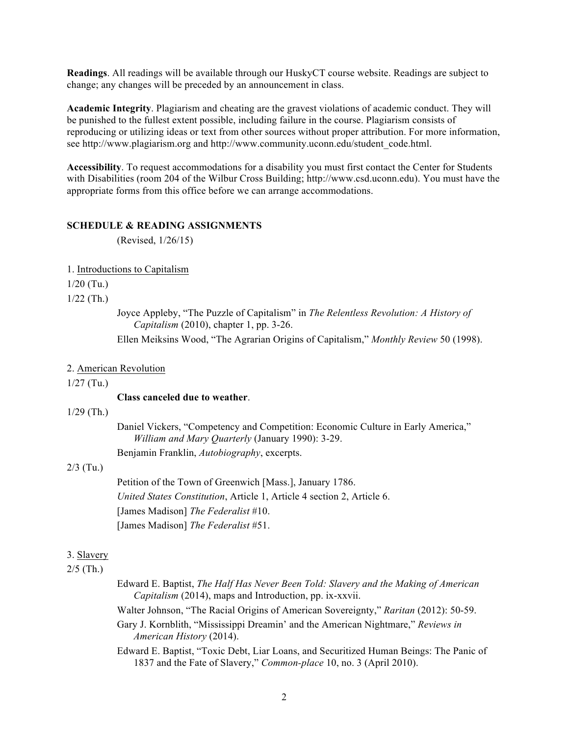**Readings**. All readings will be available through our HuskyCT course website. Readings are subject to change; any changes will be preceded by an announcement in class.

**Academic Integrity**. Plagiarism and cheating are the gravest violations of academic conduct. They will be punished to the fullest extent possible, including failure in the course. Plagiarism consists of reproducing or utilizing ideas or text from other sources without proper attribution. For more information, see http://www.plagiarism.org and http://www.community.uconn.edu/student_code.html.

**Accessibility**. To request accommodations for a disability you must first contact the Center for Students with Disabilities (room 204 of the Wilbur Cross Building; http://www.csd.uconn.edu). You must have the appropriate forms from this office before we can arrange accommodations.

## SCHEDULE & READING ASSIGNMENTS

(Revised, 1/26/15)

### 1. Introductions to Capitalism

1/20 (Tu.)

1/22 (Th.)

- Joyce Appleby, "The Puzzle of Capitalism" in *The Relentless Revolution: A History of Capitalism* (2010), chapter 1, pp. 3-26.
- Ellen Meiksins Wood, "The Agrarian Origins of Capitalism," *Monthly Review* 50 (1998).

### 2. American Revolution

1/27 (Tu.)

- **Class canceled due to weather**.

1/29 (Th.)

- Daniel Vickers, "Competency and Competition: Economic Culture in Early America," *William and Mary Quarterly* (January 1990): 3-29.
- Benjamin Franklin, *Autobiography*, excerpts.

2/3 (Tu.)

- Petition of the Town of Greenwich [Mass.], January 1786.
- *United States Constitution*, Article 1, Article 4 section 2, Article 6.
- [James Madison] *The Federalist* #10.
- [James Madison] *The Federalist* #51.

### 3. Slavery

2/5 (Th.)

- Edward E. Baptist, *The Half Has Never Been Told: Slavery and the Making of American Capitalism* (2014), maps and Introduction, pp. ix-xxvii.
- Walter Johnson, "The Racial Origins of American Sovereignty," *Raritan* (2012): 50-59.
- Gary J. Kornblith, "Mississippi Dreamin' and the American Nightmare," *Reviews in American History* (2014).
- Edward E. Baptist, "Toxic Debt, Liar Loans, and Securitized Human Beings: The Panic of 1837 and the Fate of Slavery," *Common-place* 10, no. 3 (April 2010).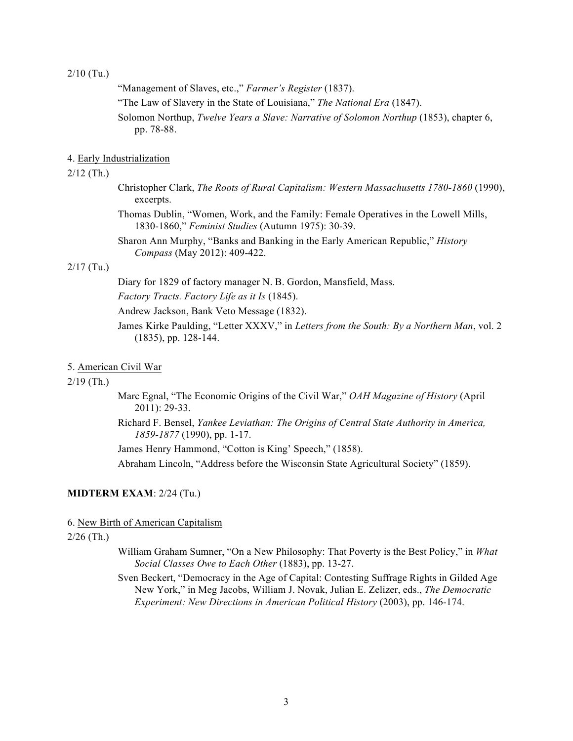2/10 (Tu.)

"Management of Slaves, etc.," *Farmer's Register* (1837).

"The Law of Slavery in the State of Louisiana," *The National Era* (1847).

Solomon Northup, *Twelve Years a Slave: Narrative of Solomon Northup* (1853), chapter 6, pp. 78-88.

4. Early Industrialization

2/12 (Th.)

Christopher Clark, *The Roots of Rural Capitalism: Western Massachusetts 1780-1860* (1990), excerpts.

Thomas Dublin, "Women, Work, and the Family: Female Operatives in the Lowell Mills, 1830-1860," *Feminist Studies* (Autumn 1975): 30-39.

Sharon Ann Murphy, "Banks and Banking in the Early American Republic," *History Compass* (May 2012): 409-422.

2/17 (Tu.)

Diary for 1829 of factory manager N. B. Gordon, Mansfield, Mass.

*Factory Tracts. Factory Life as it Is* (1845).

Andrew Jackson, Bank Veto Message (1832).

James Kirke Paulding, "Letter XXXV," in *Letters from the South: By a Northern Man*, vol. 2 (1835), pp. 128-144.

5. American Civil War

2/19 (Th.)

Marc Egnal, "The Economic Origins of the Civil War," *OAH Magazine of History* (April 2011): 29-33.

Richard F. Bensel, *Yankee Leviathan: The Origins of Central State Authority in America, 1859-1877* (1990), pp. 1-17.

James Henry Hammond, "Cotton is King' Speech," (1858).

Abraham Lincoln, "Address before the Wisconsin State Agricultural Society" (1859).

**MIDTERM EXAM**: 2/24 (Tu.)

6. New Birth of American Capitalism

2/26 (Th.)

William Graham Sumner, "On a New Philosophy: That Poverty is the Best Policy," in *What Social Classes Owe to Each Other* (1883), pp. 13-27.

Sven Beckert, "Democracy in the Age of Capital: Contesting Suffrage Rights in Gilded Age New York," in Meg Jacobs, William J. Novak, Julian E. Zelizer, eds., *The Democratic Experiment: New Directions in American Political History* (2003), pp. 146-174.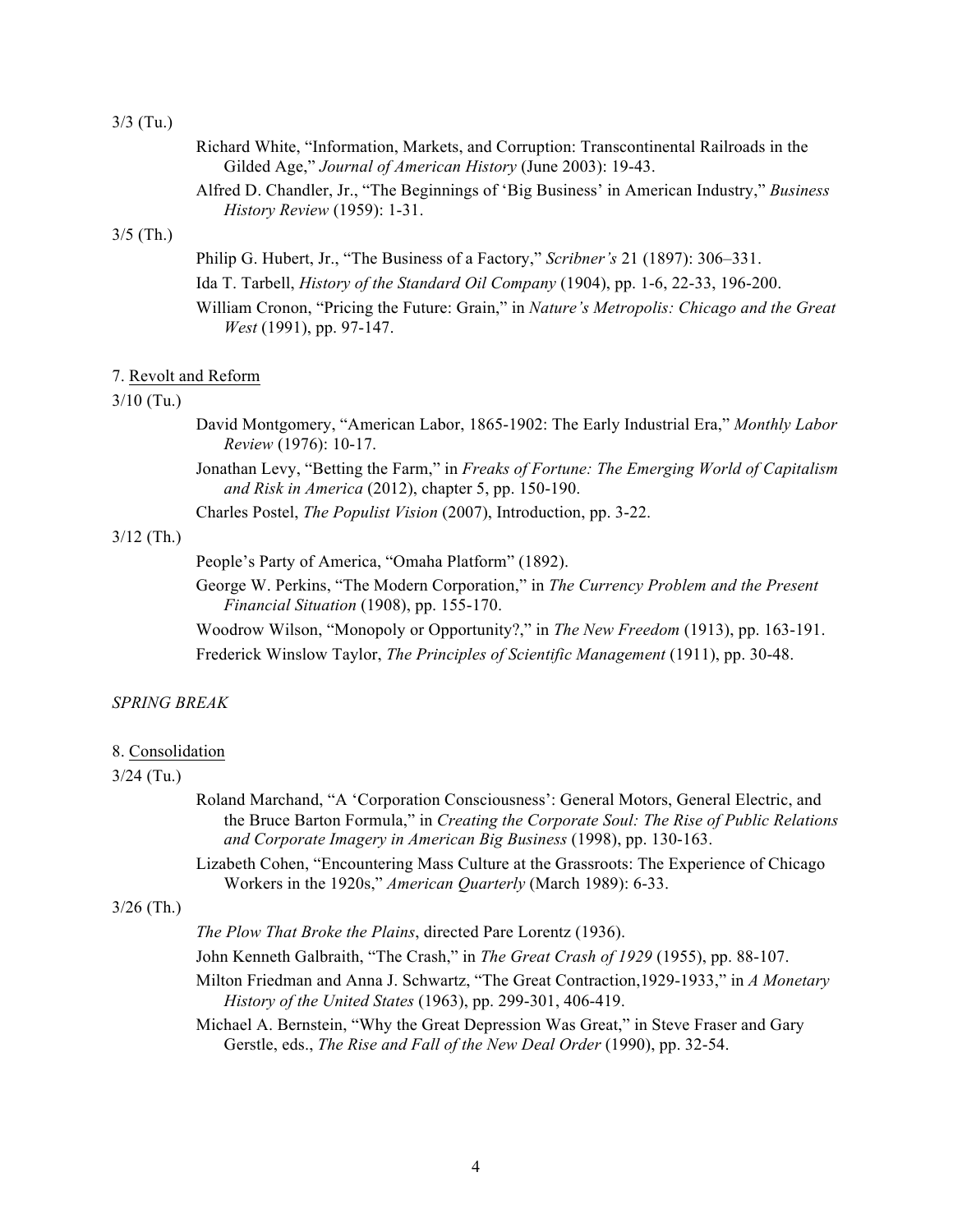3/3 (Tu.)

Richard White, "Information, Markets, and Corruption: Transcontinental Railroads in the Gilded Age," *Journal of American History* (June 2003): 19-43.

Alfred D. Chandler, Jr., "The Beginnings of 'Big Business' in American Industry," *Business History Review* (1959): 1-31.

3/5 (Th.)

Philip G. Hubert, Jr., "The Business of a Factory," *Scribner's* 21 (1897): 306–331.

Ida T. Tarbell, *History of the Standard Oil Company* (1904), pp. 1-6, 22-33, 196-200.

William Cronon, "Pricing the Future: Grain," in *Nature's Metropolis: Chicago and the Great West* (1991), pp. 97-147.

7. <u>Revolt and Reform</u>

3/10 (Tu.)

David Montgomery, "American Labor, 1865-1902: The Early Industrial Era," *Monthly Labor Review* (1976): 10-17.

Jonathan Levy, "Betting the Farm," in *Freaks of Fortune: The Emerging World of Capitalism and Risk in America* (2012), chapter 5, pp. 150-190.

Charles Postel, *The Populist Vision* (2007), Introduction, pp. 3-22.

3/12 (Th.)

People's Party of America, "Omaha Platform" (1892).

George W. Perkins, "The Modern Corporation," in *The Currency Problem and the Present Financial Situation* (1908), pp. 155-170.

Woodrow Wilson, "Monopoly or Opportunity?," in *The New Freedom* (1913), pp. 163-191.

Frederick Winslow Taylor, *The Principles of Scientific Management* (1911), pp. 30-48.

*SPRING BREAK*

8. <u>Consolidation</u>

3/24 (Tu.)

Roland Marchand, "A 'Corporation Consciousness': General Motors, General Electric, and the Bruce Barton Formula," in *Creating the Corporate Soul: The Rise of Public Relations and Corporate Imagery in American Big Business* (1998), pp. 130-163.

Lizabeth Cohen, "Encountering Mass Culture at the Grassroots: The Experience of Chicago Workers in the 1920s," *American Quarterly* (March 1989): 6-33.

3/26 (Th.)

*The Plow That Broke the Plains*, directed Pare Lorentz (1936).

John Kenneth Galbraith, "The Crash," in *The Great Crash of 1929* (1955), pp. 88-107.

Milton Friedman and Anna J. Schwartz, "The Great Contraction,1929-1933," in *A Monetary History of the United States* (1963), pp. 299-301, 406-419.

Michael A. Bernstein, "Why the Great Depression Was Great," in Steve Fraser and Gary Gerstle, eds., *The Rise and Fall of the New Deal Order* (1990), pp. 32-54.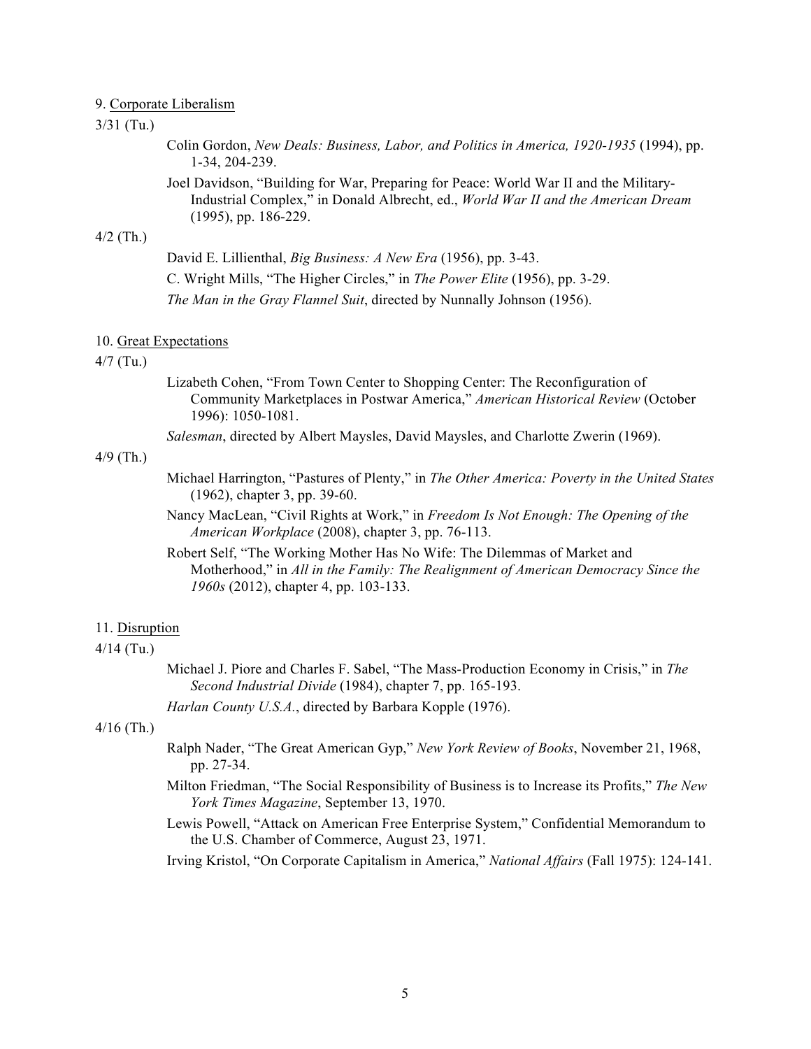9. Corporate Liberalism

3/31 (Tu.)

Colin Gordon, *New Deals: Business, Labor, and Politics in America, 1920-1935* (1994), pp. 1-34, 204-239.

Joel Davidson, "Building for War, Preparing for Peace: World War II and the Military-Industrial Complex," in Donald Albrecht, ed., *World War II and the American Dream* (1995), pp. 186-229.

4/2 (Th.)

David E. Lillienthal, *Big Business: A New Era* (1956), pp. 3-43.

C. Wright Mills, "The Higher Circles," in *The Power Elite* (1956), pp. 3-29.

*The Man in the Gray Flannel Suit*, directed by Nunnally Johnson (1956).

10. Great Expectations

4/7 (Tu.)

Lizabeth Cohen, "From Town Center to Shopping Center: The Reconfiguration of Community Marketplaces in Postwar America," *American Historical Review* (October 1996): 1050-1081.

*Salesman*, directed by Albert Maysles, David Maysles, and Charlotte Zwerin (1969).

4/9 (Th.)

Michael Harrington, "Pastures of Plenty," in *The Other America: Poverty in the United States* (1962), chapter 3, pp. 39-60.

Nancy MacLean, "Civil Rights at Work," in *Freedom Is Not Enough: The Opening of the American Workplace* (2008), chapter 3, pp. 76-113.

Robert Self, "The Working Mother Has No Wife: The Dilemmas of Market and Motherhood," in *All in the Family: The Realignment of American Democracy Since the 1960s* (2012), chapter 4, pp. 103-133.

11. Disruption

4/14 (Tu.)

Michael J. Piore and Charles F. Sabel, "The Mass-Production Economy in Crisis," in *The Second Industrial Divide* (1984), chapter 7, pp. 165-193.

*Harlan County U.S.A.*, directed by Barbara Kopple (1976).

4/16 (Th.)

Ralph Nader, "The Great American Gyp," *New York Review of Books*, November 21, 1968, pp. 27-34.

Milton Friedman, "The Social Responsibility of Business is to Increase its Profits," *The New York Times Magazine*, September 13, 1970.

Lewis Powell, "Attack on American Free Enterprise System," Confidential Memorandum to the U.S. Chamber of Commerce, August 23, 1971.

Irving Kristol, "On Corporate Capitalism in America," *National Affairs* (Fall 1975): 124-141.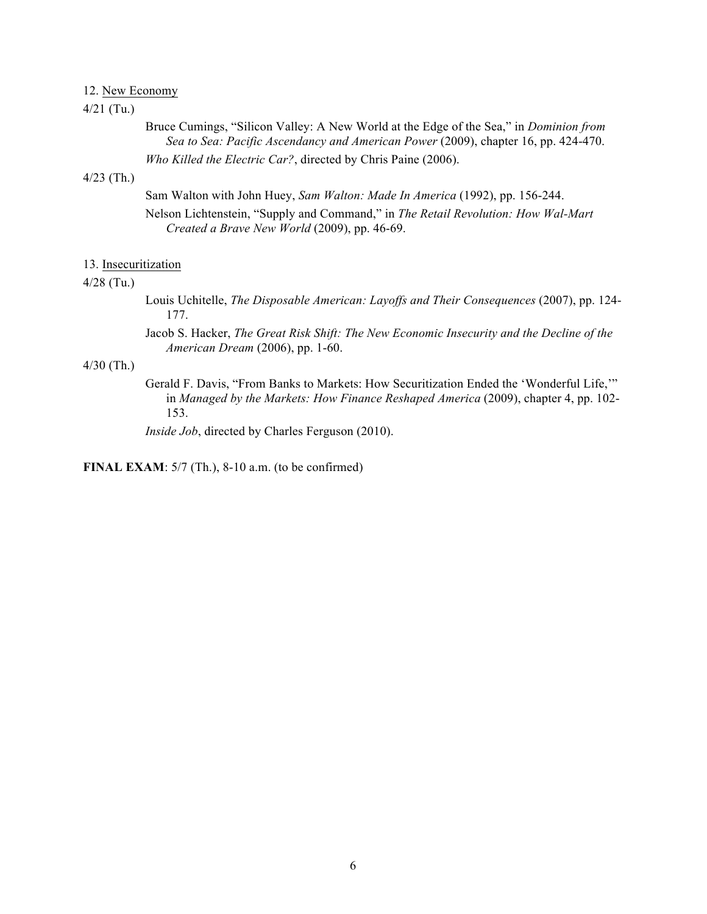12. <u>New Economy</u>

4/21 (Tu.)

Bruce Cumings, "Silicon Valley: A New World at the Edge of the Sea," in *Dominion from Sea to Sea: Pacific Ascendancy and American Power* (2009), chapter 16, pp. 424-470.

*Who Killed the Electric Car?*, directed by Chris Paine (2006).

4/23 (Th.)

Sam Walton with John Huey, *Sam Walton: Made In America* (1992), pp. 156-244.

Nelson Lichtenstein, "Supply and Command," in *The Retail Revolution: How Wal-Mart Created a Brave New World* (2009), pp. 46-69.

13. <u>Insecuritization</u>

4/28 (Tu.)

Louis Uchitelle, *The Disposable American: Layoffs and Their Consequences* (2007), pp. 124-177.

Jacob S. Hacker, *The Great Risk Shift: The New Economic Insecurity and the Decline of the American Dream* (2006), pp. 1-60.

4/30 (Th.)

Gerald F. Davis, "From Banks to Markets: How Securitization Ended the 'Wonderful Life,'" in *Managed by the Markets: How Finance Reshaped America* (2009), chapter 4, pp. 102-153.

*Inside Job*, directed by Charles Ferguson (2010).

**FINAL EXAM**: 5/7 (Th.), 8-10 a.m. (to be confirmed)